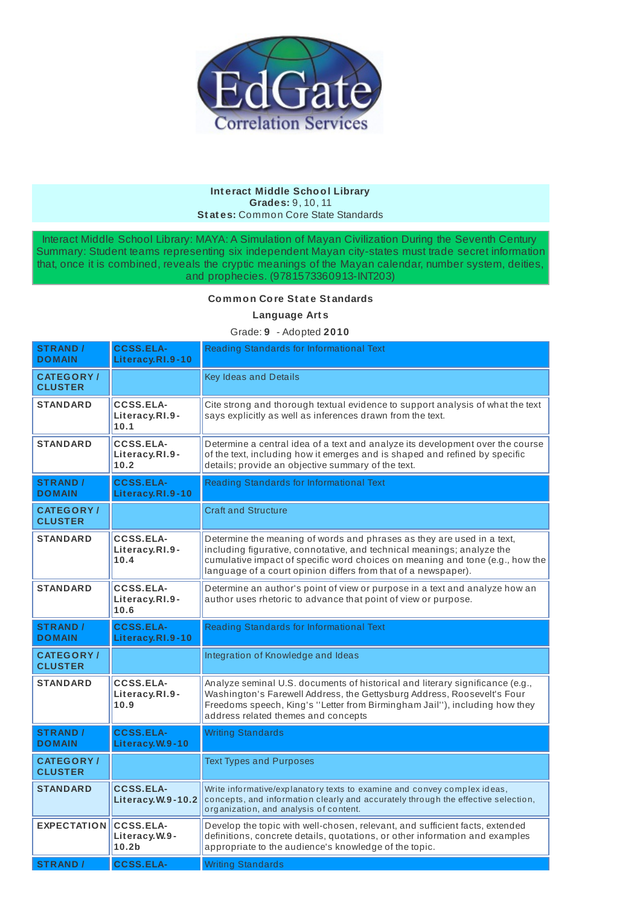EdGate Correlation Services

**Interact Middle School Library**
**Grades:** 9, 10, 11
**States:** Common Core State Standards

Interact Middle School Library: MAYA: A Simulation of Mayan Civilization During the Seventh Century
Summary: Student teams representing six independent Mayan city-states must trade secret information that, once it is combined, reveals the cryptic meanings of the Mayan calendar, number system, deities, and prophecies. (9781573360913-INT203)

**Common Core State Standards**

**Language Arts**

Grade: **9** - Adopted **2010**

| | | |
|---|---|---|
| **STRAND / DOMAIN** | **CCSS.ELA-Literacy.RI.9-10** | Reading Standards for Informational Text |
| **CATEGORY / CLUSTER** | | Key Ideas and Details |
| **STANDARD** | **CCSS.ELA-Literacy.RI.9-10.1** | Cite strong and thorough textual evidence to support analysis of what the text says explicitly as well as inferences drawn from the text. |
| **STANDARD** | **CCSS.ELA-Literacy.RI.9-10.2** | Determine a central idea of a text and analyze its development over the course of the text, including how it emerges and is shaped and refined by specific details; provide an objective summary of the text. |
| **STRAND / DOMAIN** | **CCSS.ELA-Literacy.RI.9-10** | Reading Standards for Informational Text |
| **CATEGORY / CLUSTER** | | Craft and Structure |
| **STANDARD** | **CCSS.ELA-Literacy.RI.9-10.4** | Determine the meaning of words and phrases as they are used in a text, including figurative, connotative, and technical meanings; analyze the cumulative impact of specific word choices on meaning and tone (e.g., how the language of a court opinion differs from that of a newspaper). |
| **STANDARD** | **CCSS.ELA-Literacy.RI.9-10.6** | Determine an author's point of view or purpose in a text and analyze how an author uses rhetoric to advance that point of view or purpose. |
| **STRAND / DOMAIN** | **CCSS.ELA-Literacy.RI.9-10** | Reading Standards for Informational Text |
| **CATEGORY / CLUSTER** | | Integration of Knowledge and Ideas |
| **STANDARD** | **CCSS.ELA-Literacy.RI.9-10.9** | Analyze seminal U.S. documents of historical and literary significance (e.g., Washington's Farewell Address, the Gettysburg Address, Roosevelt's Four Freedoms speech, King's "Letter from Birmingham Jail"), including how they address related themes and concepts |
| **STRAND / DOMAIN** | **CCSS.ELA-Literacy.W.9-10** | Writing Standards |
| **CATEGORY / CLUSTER** | | Text Types and Purposes |
| **STANDARD** | **CCSS.ELA-Literacy.W.9-10.2** | Write informative/explanatory texts to examine and convey complex ideas, concepts, and information clearly and accurately through the effective selection, organization, and analysis of content. |
| **EXPECTATION** | **CCSS.ELA-Literacy.W.9-10.2b** | Develop the topic with well-chosen, relevant, and sufficient facts, extended definitions, concrete details, quotations, or other information and examples appropriate to the audience's knowledge of the topic. |
| **STRAND /** | **CCSS.ELA-** | Writing Standards |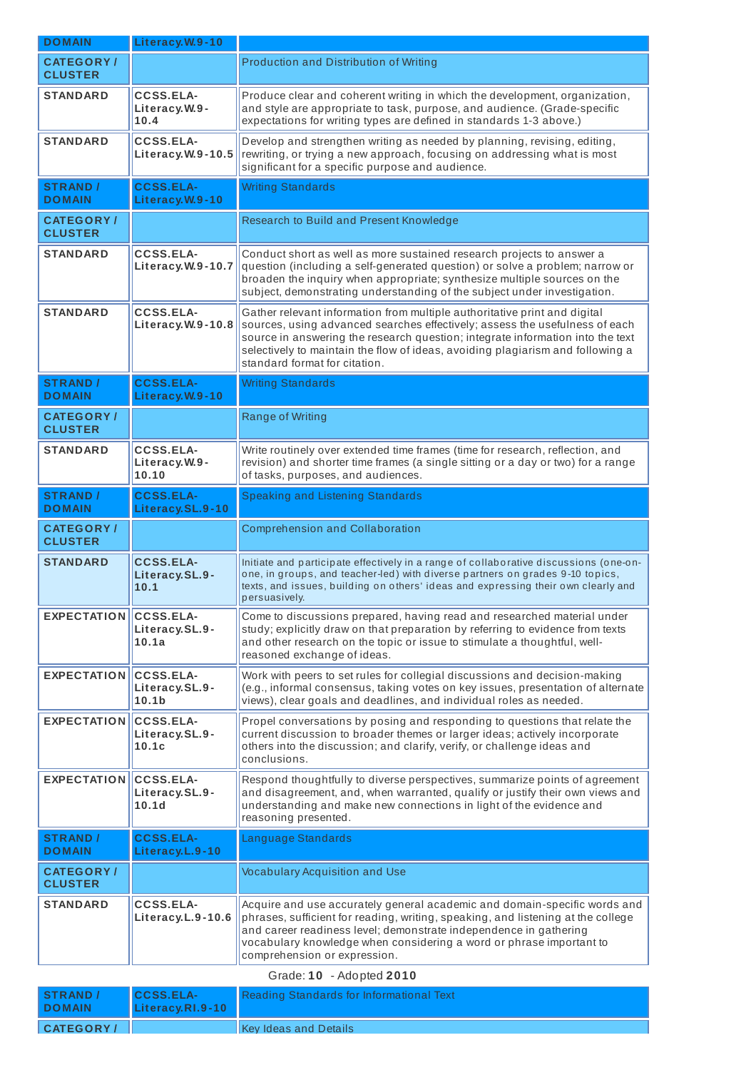| DOMAIN | Literacy.W.9-10 | |
|---|---|---|
| CATEGORY / CLUSTER | | Production and Distribution of Writing |
| STANDARD | CCSS.ELA-Literacy.W.9-10.4 | Produce clear and coherent writing in which the development, organization, and style are appropriate to task, purpose, and audience. (Grade-specific expectations for writing types are defined in standards 1-3 above.) |
| STANDARD | CCSS.ELA-Literacy.W.9-10.5 | Develop and strengthen writing as needed by planning, revising, editing, rewriting, or trying a new approach, focusing on addressing what is most significant for a specific purpose and audience. |
| STRAND / DOMAIN | CCSS.ELA-Literacy.W.9-10 | Writing Standards |
| CATEGORY / CLUSTER | | Research to Build and Present Knowledge |
| STANDARD | CCSS.ELA-Literacy.W.9-10.7 | Conduct short as well as more sustained research projects to answer a question (including a self-generated question) or solve a problem; narrow or broaden the inquiry when appropriate; synthesize multiple sources on the subject, demonstrating understanding of the subject under investigation. |
| STANDARD | CCSS.ELA-Literacy.W.9-10.8 | Gather relevant information from multiple authoritative print and digital sources, using advanced searches effectively; assess the usefulness of each source in answering the research question; integrate information into the text selectively to maintain the flow of ideas, avoiding plagiarism and following a standard format for citation. |
| STRAND / DOMAIN | CCSS.ELA-Literacy.W.9-10 | Writing Standards |
| CATEGORY / CLUSTER | | Range of Writing |
| STANDARD | CCSS.ELA-Literacy.W.9-10.10 | Write routinely over extended time frames (time for research, reflection, and revision) and shorter time frames (a single sitting or a day or two) for a range of tasks, purposes, and audiences. |
| STRAND / DOMAIN | CCSS.ELA-Literacy.SL.9-10 | Speaking and Listening Standards |
| CATEGORY / CLUSTER | | Comprehension and Collaboration |
| STANDARD | CCSS.ELA-Literacy.SL.9-10.1 | Initiate and participate effectively in a range of collaborative discussions (one-on-one, in groups, and teacher-led) with diverse partners on grades 9-10 topics, texts, and issues, building on others' ideas and expressing their own clearly and persuasively. |
| EXPECTATION | CCSS.ELA-Literacy.SL.9-10.1a | Come to discussions prepared, having read and researched material under study; explicitly draw on that preparation by referring to evidence from texts and other research on the topic or issue to stimulate a thoughtful, well-reasoned exchange of ideas. |
| EXPECTATION | CCSS.ELA-Literacy.SL.9-10.1b | Work with peers to set rules for collegial discussions and decision-making (e.g., informal consensus, taking votes on key issues, presentation of alternate views), clear goals and deadlines, and individual roles as needed. |
| EXPECTATION | CCSS.ELA-Literacy.SL.9-10.1c | Propel conversations by posing and responding to questions that relate the current discussion to broader themes or larger ideas; actively incorporate others into the discussion; and clarify, verify, or challenge ideas and conclusions. |
| EXPECTATION | CCSS.ELA-Literacy.SL.9-10.1d | Respond thoughtfully to diverse perspectives, summarize points of agreement and disagreement, and, when warranted, qualify or justify their own views and understanding and make new connections in light of the evidence and reasoning presented. |
| STRAND / DOMAIN | CCSS.ELA-Literacy.L.9-10 | Language Standards |
| CATEGORY / CLUSTER | | Vocabulary Acquisition and Use |
| STANDARD | CCSS.ELA-Literacy.L.9-10.6 | Acquire and use accurately general academic and domain-specific words and phrases, sufficient for reading, writing, speaking, and listening at the college and career readiness level; demonstrate independence in gathering vocabulary knowledge when considering a word or phrase important to comprehension or expression. |

Grade: **10** - Adopted **2010**

| STRAND / DOMAIN | CCSS.ELA-Literacy.RI.9-10 | Reading Standards for Informational Text |
|---|---|---|
| CATEGORY / | | Key Ideas and Details |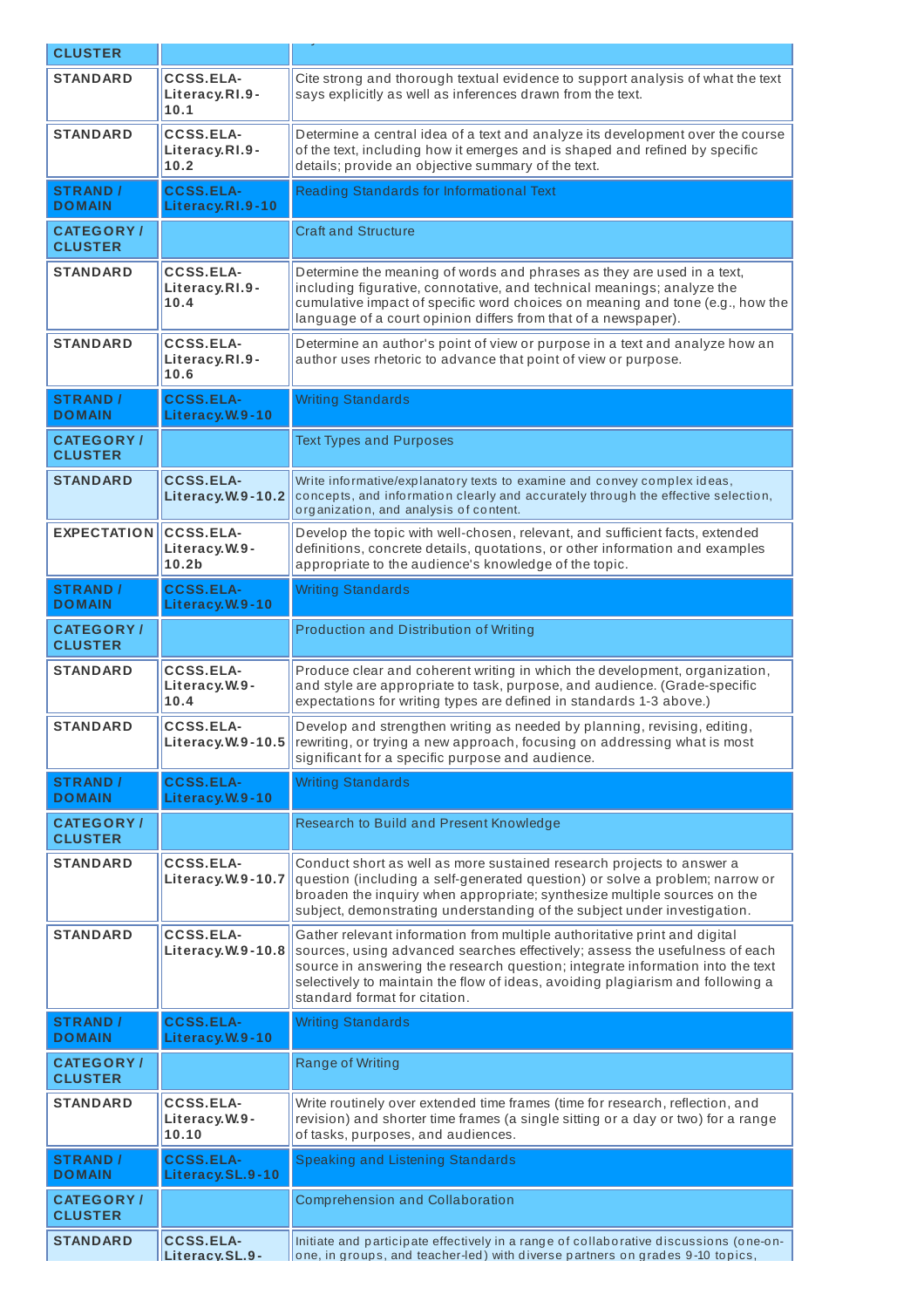| CLUSTER | | |
|---|---|---|
| STANDARD | CCSS.ELA-Literacy.RI.9-10.1 | Cite strong and thorough textual evidence to support analysis of what the text says explicitly as well as inferences drawn from the text. |
| STANDARD | CCSS.ELA-Literacy.RI.9-10.2 | Determine a central idea of a text and analyze its development over the course of the text, including how it emerges and is shaped and refined by specific details; provide an objective summary of the text. |
| STRAND / DOMAIN | CCSS.ELA-Literacy.RI.9-10 | Reading Standards for Informational Text |
| CATEGORY / CLUSTER | | Craft and Structure |
| STANDARD | CCSS.ELA-Literacy.RI.9-10.4 | Determine the meaning of words and phrases as they are used in a text, including figurative, connotative, and technical meanings; analyze the cumulative impact of specific word choices on meaning and tone (e.g., how the language of a court opinion differs from that of a newspaper). |
| STANDARD | CCSS.ELA-Literacy.RI.9-10.6 | Determine an author's point of view or purpose in a text and analyze how an author uses rhetoric to advance that point of view or purpose. |
| STRAND / DOMAIN | CCSS.ELA-Literacy.W.9-10 | Writing Standards |
| CATEGORY / CLUSTER | | Text Types and Purposes |
| STANDARD | CCSS.ELA-Literacy.W.9-10.2 | Write informative/explanatory texts to examine and convey complex ideas, concepts, and information clearly and accurately through the effective selection, organization, and analysis of content. |
| EXPECTATION | CCSS.ELA-Literacy.W.9-10.2b | Develop the topic with well-chosen, relevant, and sufficient facts, extended definitions, concrete details, quotations, or other information and examples appropriate to the audience's knowledge of the topic. |
| STRAND / DOMAIN | CCSS.ELA-Literacy.W.9-10 | Writing Standards |
| CATEGORY / CLUSTER | | Production and Distribution of Writing |
| STANDARD | CCSS.ELA-Literacy.W.9-10.4 | Produce clear and coherent writing in which the development, organization, and style are appropriate to task, purpose, and audience. (Grade-specific expectations for writing types are defined in standards 1-3 above.) |
| STANDARD | CCSS.ELA-Literacy.W.9-10.5 | Develop and strengthen writing as needed by planning, revising, editing, rewriting, or trying a new approach, focusing on addressing what is most significant for a specific purpose and audience. |
| STRAND / DOMAIN | CCSS.ELA-Literacy.W.9-10 | Writing Standards |
| CATEGORY / CLUSTER | | Research to Build and Present Knowledge |
| STANDARD | CCSS.ELA-Literacy.W.9-10.7 | Conduct short as well as more sustained research projects to answer a question (including a self-generated question) or solve a problem; narrow or broaden the inquiry when appropriate; synthesize multiple sources on the subject, demonstrating understanding of the subject under investigation. |
| STANDARD | CCSS.ELA-Literacy.W.9-10.8 | Gather relevant information from multiple authoritative print and digital sources, using advanced searches effectively; assess the usefulness of each source in answering the research question; integrate information into the text selectively to maintain the flow of ideas, avoiding plagiarism and following a standard format for citation. |
| STRAND / DOMAIN | CCSS.ELA-Literacy.W.9-10 | Writing Standards |
| CATEGORY / CLUSTER | | Range of Writing |
| STANDARD | CCSS.ELA-Literacy.W.9-10.10 | Write routinely over extended time frames (time for research, reflection, and revision) and shorter time frames (a single sitting or a day or two) for a range of tasks, purposes, and audiences. |
| STRAND / DOMAIN | CCSS.ELA-Literacy.SL.9-10 | Speaking and Listening Standards |
| CATEGORY / CLUSTER | | Comprehension and Collaboration |
| STANDARD | CCSS.ELA-Literacy.SL.9- | Initiate and participate effectively in a range of collaborative discussions (one-on-one, in groups, and teacher-led) with diverse partners on grades 9-10 topics, |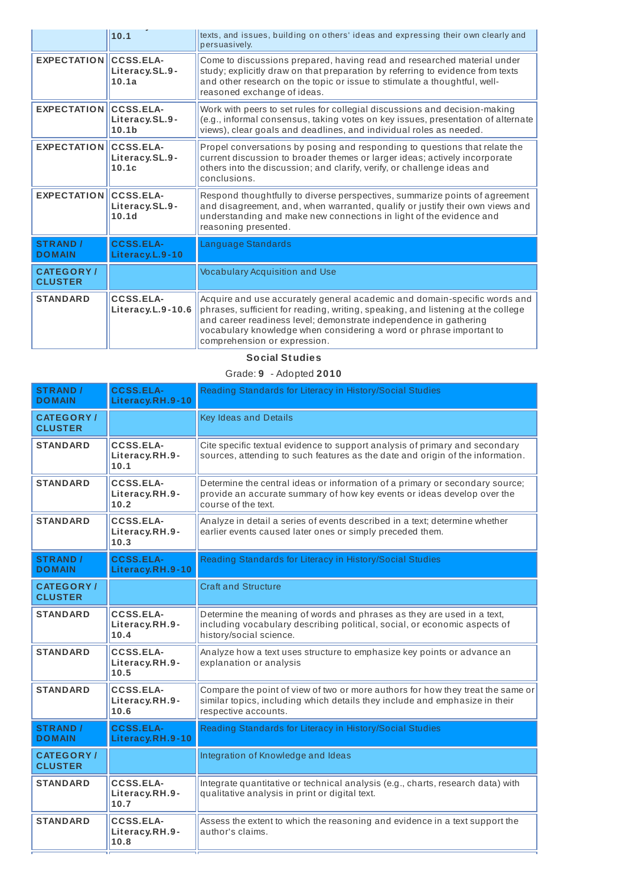| | 10.1 | texts, and issues, building on others' ideas and expressing their own clearly and persuasively. |
|---|---|---|
| EXPECTATION | CCSS.ELA-Literacy.SL.9-10.1a | Come to discussions prepared, having read and researched material under study; explicitly draw on that preparation by referring to evidence from texts and other research on the topic or issue to stimulate a thoughtful, well-reasoned exchange of ideas. |
| EXPECTATION | CCSS.ELA-Literacy.SL.9-10.1b | Work with peers to set rules for collegial discussions and decision-making (e.g., informal consensus, taking votes on key issues, presentation of alternate views), clear goals and deadlines, and individual roles as needed. |
| EXPECTATION | CCSS.ELA-Literacy.SL.9-10.1c | Propel conversations by posing and responding to questions that relate the current discussion to broader themes or larger ideas; actively incorporate others into the discussion; and clarify, verify, or challenge ideas and conclusions. |
| EXPECTATION | CCSS.ELA-Literacy.SL.9-10.1d | Respond thoughtfully to diverse perspectives, summarize points of agreement and disagreement, and, when warranted, qualify or justify their own views and understanding and make new connections in light of the evidence and reasoning presented. |
| STRAND / DOMAIN | CCSS.ELA-Literacy.L.9-10 | Language Standards |
| CATEGORY / CLUSTER | | Vocabulary Acquisition and Use |
| STANDARD | CCSS.ELA-Literacy.L.9-10.6 | Acquire and use accurately general academic and domain-specific words and phrases, sufficient for reading, writing, speaking, and listening at the college and career readiness level; demonstrate independence in gathering vocabulary knowledge when considering a word or phrase important to comprehension or expression. |

**Social Studies**

Grade: **9** - Adopted **2010**

| STRAND / DOMAIN | CCSS.ELA-Literacy.RH.9-10 | Reading Standards for Literacy in History/Social Studies |
|---|---|---|
| CATEGORY / CLUSTER | | Key Ideas and Details |
| STANDARD | CCSS.ELA-Literacy.RH.9-10.1 | Cite specific textual evidence to support analysis of primary and secondary sources, attending to such features as the date and origin of the information. |
| STANDARD | CCSS.ELA-Literacy.RH.9-10.2 | Determine the central ideas or information of a primary or secondary source; provide an accurate summary of how key events or ideas develop over the course of the text. |
| STANDARD | CCSS.ELA-Literacy.RH.9-10.3 | Analyze in detail a series of events described in a text; determine whether earlier events caused later ones or simply preceded them. |
| STRAND / DOMAIN | CCSS.ELA-Literacy.RH.9-10 | Reading Standards for Literacy in History/Social Studies |
| CATEGORY / CLUSTER | | Craft and Structure |
| STANDARD | CCSS.ELA-Literacy.RH.9-10.4 | Determine the meaning of words and phrases as they are used in a text, including vocabulary describing political, social, or economic aspects of history/social science. |
| STANDARD | CCSS.ELA-Literacy.RH.9-10.5 | Analyze how a text uses structure to emphasize key points or advance an explanation or analysis |
| STANDARD | CCSS.ELA-Literacy.RH.9-10.6 | Compare the point of view of two or more authors for how they treat the same or similar topics, including which details they include and emphasize in their respective accounts. |
| STRAND / DOMAIN | CCSS.ELA-Literacy.RH.9-10 | Reading Standards for Literacy in History/Social Studies |
| CATEGORY / CLUSTER | | Integration of Knowledge and Ideas |
| STANDARD | CCSS.ELA-Literacy.RH.9-10.7 | Integrate quantitative or technical analysis (e.g., charts, research data) with qualitative analysis in print or digital text. |
| STANDARD | CCSS.ELA-Literacy.RH.9-10.8 | Assess the extent to which the reasoning and evidence in a text support the author's claims. |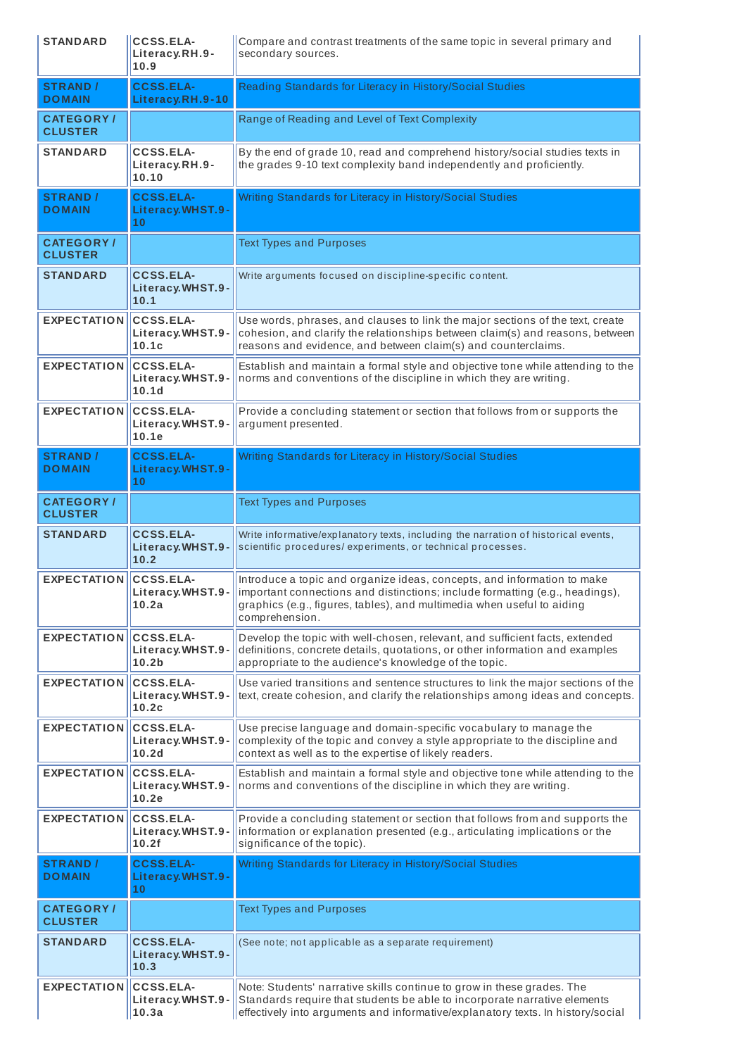| | | |
|---|---|---|
| STANDARD | CCSS.ELA-Literacy.RH.9-10.9 | Compare and contrast treatments of the same topic in several primary and secondary sources. |
| STRAND / DOMAIN | CCSS.ELA-Literacy.RH.9-10 | Reading Standards for Literacy in History/Social Studies |
| CATEGORY / CLUSTER | | Range of Reading and Level of Text Complexity |
| STANDARD | CCSS.ELA-Literacy.RH.9-10.10 | By the end of grade 10, read and comprehend history/social studies texts in the grades 9-10 text complexity band independently and proficiently. |
| STRAND / DOMAIN | CCSS.ELA-Literacy.WHST.9-10 | Writing Standards for Literacy in History/Social Studies |
| CATEGORY / CLUSTER | | Text Types and Purposes |
| STANDARD | CCSS.ELA-Literacy.WHST.9-10.1 | Write arguments focused on discipline-specific content. |
| EXPECTATION | CCSS.ELA-Literacy.WHST.9-10.1c | Use words, phrases, and clauses to link the major sections of the text, create cohesion, and clarify the relationships between claim(s) and reasons, between reasons and evidence, and between claim(s) and counterclaims. |
| EXPECTATION | CCSS.ELA-Literacy.WHST.9-10.1d | Establish and maintain a formal style and objective tone while attending to the norms and conventions of the discipline in which they are writing. |
| EXPECTATION | CCSS.ELA-Literacy.WHST.9-10.1e | Provide a concluding statement or section that follows from or supports the argument presented. |
| STRAND / DOMAIN | CCSS.ELA-Literacy.WHST.9-10 | Writing Standards for Literacy in History/Social Studies |
| CATEGORY / CLUSTER | | Text Types and Purposes |
| STANDARD | CCSS.ELA-Literacy.WHST.9-10.2 | Write informative/explanatory texts, including the narration of historical events, scientific procedures/ experiments, or technical processes. |
| EXPECTATION | CCSS.ELA-Literacy.WHST.9-10.2a | Introduce a topic and organize ideas, concepts, and information to make important connections and distinctions; include formatting (e.g., headings), graphics (e.g., figures, tables), and multimedia when useful to aiding comprehension. |
| EXPECTATION | CCSS.ELA-Literacy.WHST.9-10.2b | Develop the topic with well-chosen, relevant, and sufficient facts, extended definitions, concrete details, quotations, or other information and examples appropriate to the audience's knowledge of the topic. |
| EXPECTATION | CCSS.ELA-Literacy.WHST.9-10.2c | Use varied transitions and sentence structures to link the major sections of the text, create cohesion, and clarify the relationships among ideas and concepts. |
| EXPECTATION | CCSS.ELA-Literacy.WHST.9-10.2d | Use precise language and domain-specific vocabulary to manage the complexity of the topic and convey a style appropriate to the discipline and context as well as to the expertise of likely readers. |
| EXPECTATION | CCSS.ELA-Literacy.WHST.9-10.2e | Establish and maintain a formal style and objective tone while attending to the norms and conventions of the discipline in which they are writing. |
| EXPECTATION | CCSS.ELA-Literacy.WHST.9-10.2f | Provide a concluding statement or section that follows from and supports the information or explanation presented (e.g., articulating implications or the significance of the topic). |
| STRAND / DOMAIN | CCSS.ELA-Literacy.WHST.9-10 | Writing Standards for Literacy in History/Social Studies |
| CATEGORY / CLUSTER | | Text Types and Purposes |
| STANDARD | CCSS.ELA-Literacy.WHST.9-10.3 | (See note; not applicable as a separate requirement) |
| EXPECTATION | CCSS.ELA-Literacy.WHST.9-10.3a | Note: Students' narrative skills continue to grow in these grades. The Standards require that students be able to incorporate narrative elements effectively into arguments and informative/explanatory texts. In history/social |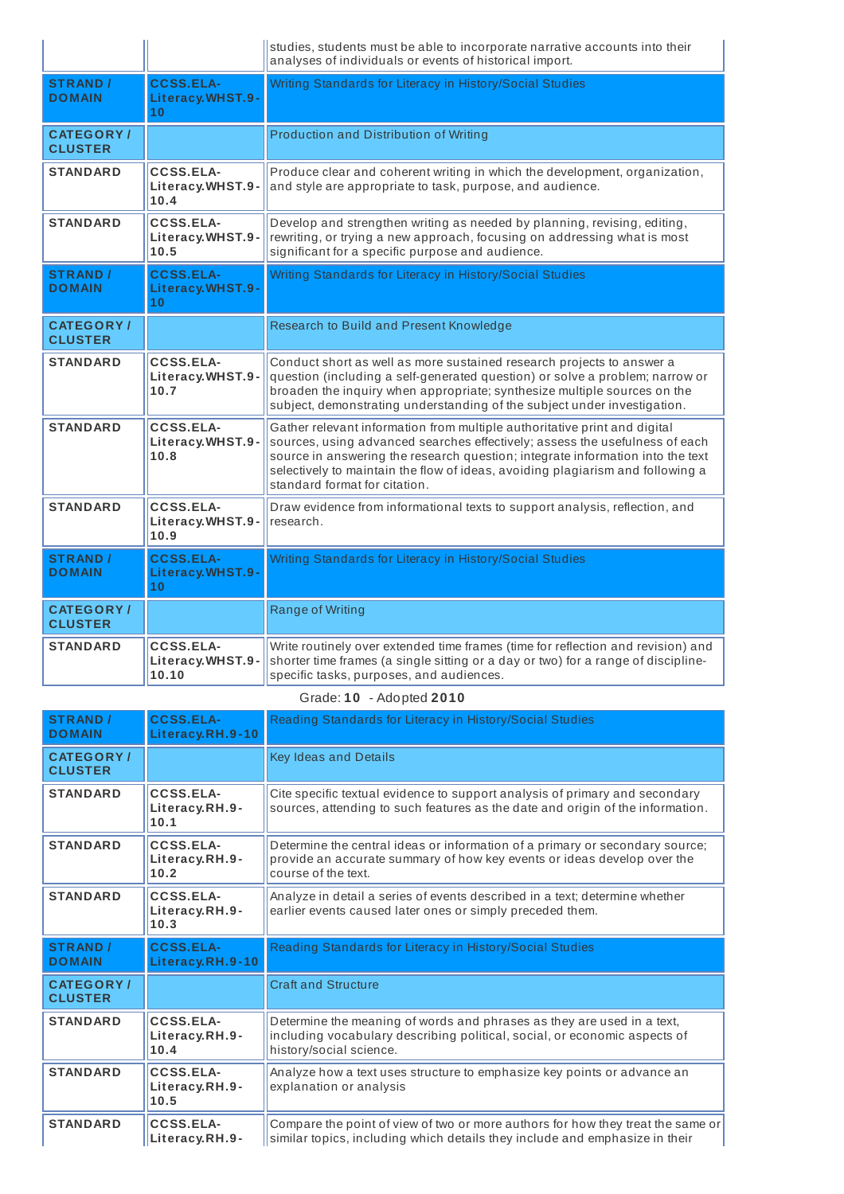| | | |
|---|---|---|
| | | studies, students must be able to incorporate narrative accounts into their analyses of individuals or events of historical import. |
| **STRAND / DOMAIN** | **CCSS.ELA-Literacy.WHST.9-10** | Writing Standards for Literacy in History/Social Studies |
| **CATEGORY / CLUSTER** | | Production and Distribution of Writing |
| **STANDARD** | **CCSS.ELA-Literacy.WHST.9-10.4** | Produce clear and coherent writing in which the development, organization, and style are appropriate to task, purpose, and audience. |
| **STANDARD** | **CCSS.ELA-Literacy.WHST.9-10.5** | Develop and strengthen writing as needed by planning, revising, editing, rewriting, or trying a new approach, focusing on addressing what is most significant for a specific purpose and audience. |
| **STRAND / DOMAIN** | **CCSS.ELA-Literacy.WHST.9-10** | Writing Standards for Literacy in History/Social Studies |
| **CATEGORY / CLUSTER** | | Research to Build and Present Knowledge |
| **STANDARD** | **CCSS.ELA-Literacy.WHST.9-10.7** | Conduct short as well as more sustained research projects to answer a question (including a self-generated question) or solve a problem; narrow or broaden the inquiry when appropriate; synthesize multiple sources on the subject, demonstrating understanding of the subject under investigation. |
| **STANDARD** | **CCSS.ELA-Literacy.WHST.9-10.8** | Gather relevant information from multiple authoritative print and digital sources, using advanced searches effectively; assess the usefulness of each source in answering the research question; integrate information into the text selectively to maintain the flow of ideas, avoiding plagiarism and following a standard format for citation. |
| **STANDARD** | **CCSS.ELA-Literacy.WHST.9-10.9** | Draw evidence from informational texts to support analysis, reflection, and research. |
| **STRAND / DOMAIN** | **CCSS.ELA-Literacy.WHST.9-10** | Writing Standards for Literacy in History/Social Studies |
| **CATEGORY / CLUSTER** | | Range of Writing |
| **STANDARD** | **CCSS.ELA-Literacy.WHST.9-10.10** | Write routinely over extended time frames (time for reflection and revision) and shorter time frames (a single sitting or a day or two) for a range of discipline-specific tasks, purposes, and audiences. |

Grade: **10** - Adopted **2010**

| | | |
|---|---|---|
| **STRAND / DOMAIN** | **CCSS.ELA-Literacy.RH.9-10** | Reading Standards for Literacy in History/Social Studies |
| **CATEGORY / CLUSTER** | | Key Ideas and Details |
| **STANDARD** | **CCSS.ELA-Literacy.RH.9-10.1** | Cite specific textual evidence to support analysis of primary and secondary sources, attending to such features as the date and origin of the information. |
| **STANDARD** | **CCSS.ELA-Literacy.RH.9-10.2** | Determine the central ideas or information of a primary or secondary source; provide an accurate summary of how key events or ideas develop over the course of the text. |
| **STANDARD** | **CCSS.ELA-Literacy.RH.9-10.3** | Analyze in detail a series of events described in a text; determine whether earlier events caused later ones or simply preceded them. |
| **STRAND / DOMAIN** | **CCSS.ELA-Literacy.RH.9-10** | Reading Standards for Literacy in History/Social Studies |
| **CATEGORY / CLUSTER** | | Craft and Structure |
| **STANDARD** | **CCSS.ELA-Literacy.RH.9-10.4** | Determine the meaning of words and phrases as they are used in a text, including vocabulary describing political, social, or economic aspects of history/social science. |
| **STANDARD** | **CCSS.ELA-Literacy.RH.9-10.5** | Analyze how a text uses structure to emphasize key points or advance an explanation or analysis |
| **STANDARD** | **CCSS.ELA-Literacy.RH.9-** | Compare the point of view of two or more authors for how they treat the same or similar topics, including which details they include and emphasize in their |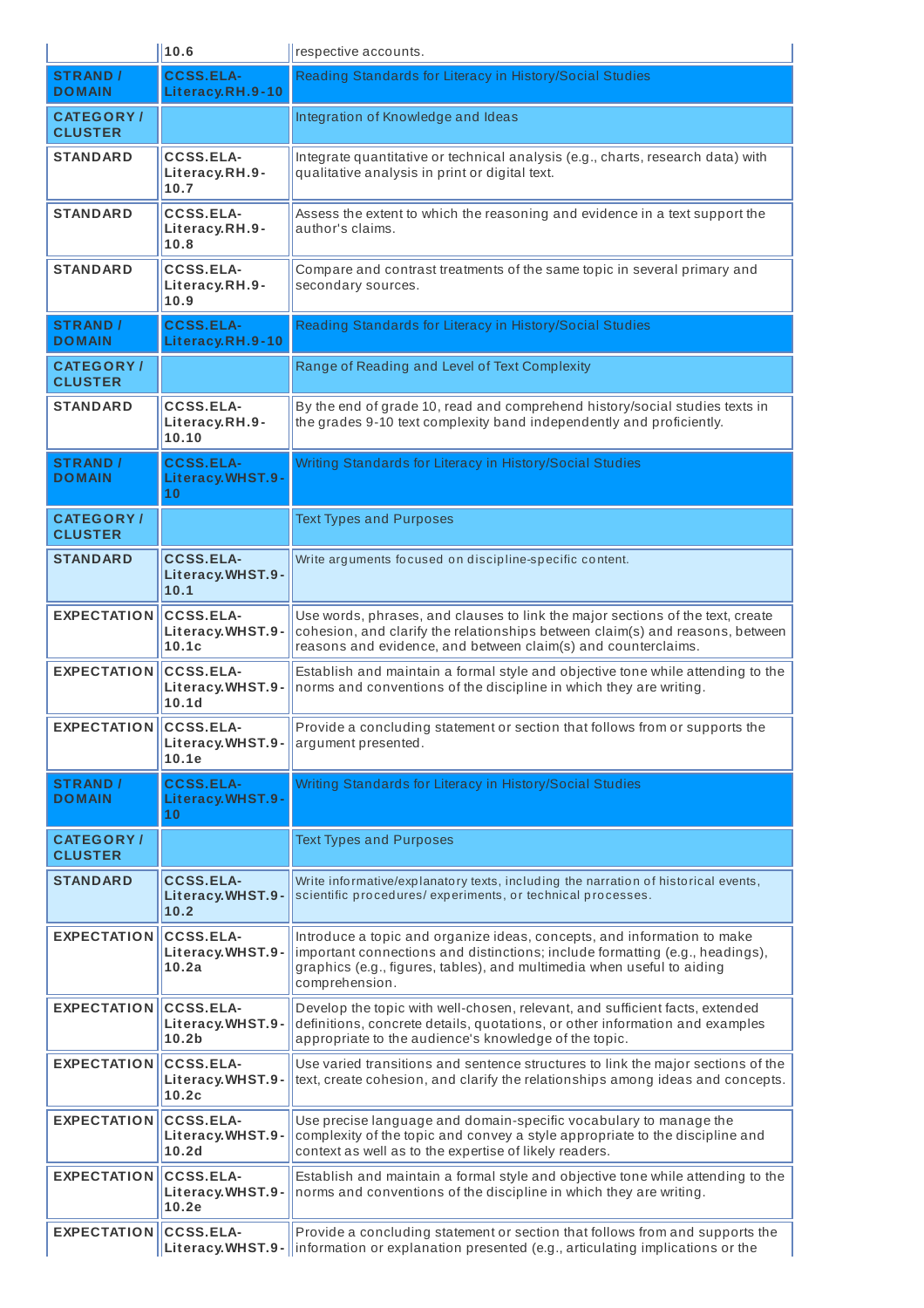|  | 10.6 | respective accounts. |
|---|---|---|
| STRAND / DOMAIN | CCSS.ELA-Literacy.RH.9-10 | Reading Standards for Literacy in History/Social Studies |
| CATEGORY / CLUSTER |  | Integration of Knowledge and Ideas |
| STANDARD | CCSS.ELA-Literacy.RH.9-10.7 | Integrate quantitative or technical analysis (e.g., charts, research data) with qualitative analysis in print or digital text. |
| STANDARD | CCSS.ELA-Literacy.RH.9-10.8 | Assess the extent to which the reasoning and evidence in a text support the author's claims. |
| STANDARD | CCSS.ELA-Literacy.RH.9-10.9 | Compare and contrast treatments of the same topic in several primary and secondary sources. |
| STRAND / DOMAIN | CCSS.ELA-Literacy.RH.9-10 | Reading Standards for Literacy in History/Social Studies |
| CATEGORY / CLUSTER |  | Range of Reading and Level of Text Complexity |
| STANDARD | CCSS.ELA-Literacy.RH.9-10.10 | By the end of grade 10, read and comprehend history/social studies texts in the grades 9-10 text complexity band independently and proficiently. |
| STRAND / DOMAIN | CCSS.ELA-Literacy.WHST.9-10 | Writing Standards for Literacy in History/Social Studies |
| CATEGORY / CLUSTER |  | Text Types and Purposes |
| STANDARD | CCSS.ELA-Literacy.WHST.9-10.1 | Write arguments focused on discipline-specific content. |
| EXPECTATION | CCSS.ELA-Literacy.WHST.9-10.1c | Use words, phrases, and clauses to link the major sections of the text, create cohesion, and clarify the relationships between claim(s) and reasons, between reasons and evidence, and between claim(s) and counterclaims. |
| EXPECTATION | CCSS.ELA-Literacy.WHST.9-10.1d | Establish and maintain a formal style and objective tone while attending to the norms and conventions of the discipline in which they are writing. |
| EXPECTATION | CCSS.ELA-Literacy.WHST.9-10.1e | Provide a concluding statement or section that follows from or supports the argument presented. |
| STRAND / DOMAIN | CCSS.ELA-Literacy.WHST.9-10 | Writing Standards for Literacy in History/Social Studies |
| CATEGORY / CLUSTER |  | Text Types and Purposes |
| STANDARD | CCSS.ELA-Literacy.WHST.9-10.2 | Write informative/explanatory texts, including the narration of historical events, scientific procedures/ experiments, or technical processes. |
| EXPECTATION | CCSS.ELA-Literacy.WHST.9-10.2a | Introduce a topic and organize ideas, concepts, and information to make important connections and distinctions; include formatting (e.g., headings), graphics (e.g., figures, tables), and multimedia when useful to aiding comprehension. |
| EXPECTATION | CCSS.ELA-Literacy.WHST.9-10.2b | Develop the topic with well-chosen, relevant, and sufficient facts, extended definitions, concrete details, quotations, or other information and examples appropriate to the audience's knowledge of the topic. |
| EXPECTATION | CCSS.ELA-Literacy.WHST.9-10.2c | Use varied transitions and sentence structures to link the major sections of the text, create cohesion, and clarify the relationships among ideas and concepts. |
| EXPECTATION | CCSS.ELA-Literacy.WHST.9-10.2d | Use precise language and domain-specific vocabulary to manage the complexity of the topic and convey a style appropriate to the discipline and context as well as to the expertise of likely readers. |
| EXPECTATION | CCSS.ELA-Literacy.WHST.9-10.2e | Establish and maintain a formal style and objective tone while attending to the norms and conventions of the discipline in which they are writing. |
| EXPECTATION | CCSS.ELA-Literacy.WHST.9- | Provide a concluding statement or section that follows from and supports the information or explanation presented (e.g., articulating implications or the |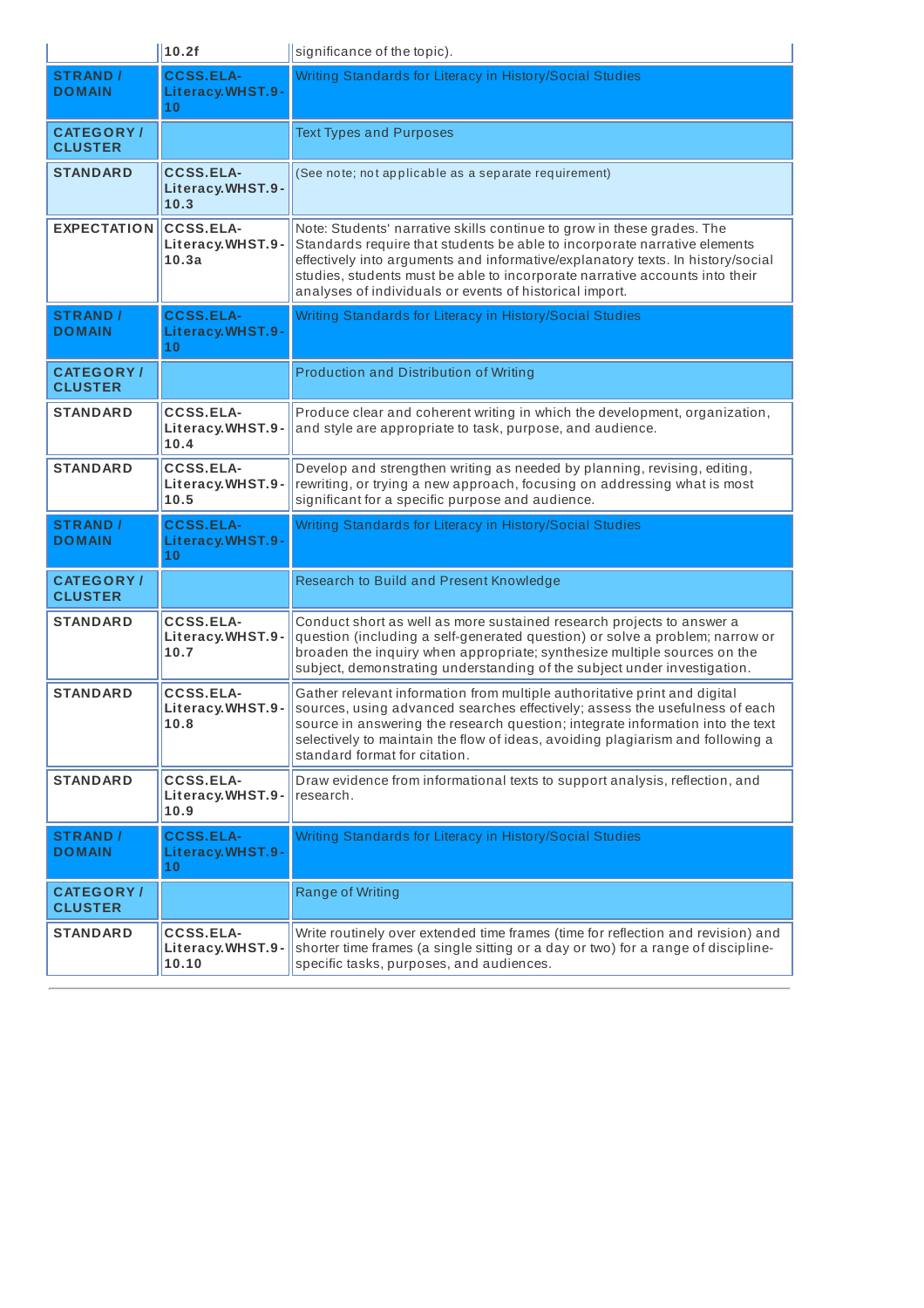| | | |
|---|---|---|
| | 10.2f | significance of the topic). |
| **STRAND / DOMAIN** | **CCSS.ELA-Literacy.WHST.9-10** | Writing Standards for Literacy in History/Social Studies |
| **CATEGORY / CLUSTER** | | Text Types and Purposes |
| **STANDARD** | **CCSS.ELA-Literacy.WHST.9-10.3** | (See note; not applicable as a separate requirement) |
| **EXPECTATION** | **CCSS.ELA-Literacy.WHST.9-10.3a** | Note: Students' narrative skills continue to grow in these grades. The Standards require that students be able to incorporate narrative elements effectively into arguments and informative/explanatory texts. In history/social studies, students must be able to incorporate narrative accounts into their analyses of individuals or events of historical import. |
| **STRAND / DOMAIN** | **CCSS.ELA-Literacy.WHST.9-10** | Writing Standards for Literacy in History/Social Studies |
| **CATEGORY / CLUSTER** | | Production and Distribution of Writing |
| **STANDARD** | **CCSS.ELA-Literacy.WHST.9-10.4** | Produce clear and coherent writing in which the development, organization, and style are appropriate to task, purpose, and audience. |
| **STANDARD** | **CCSS.ELA-Literacy.WHST.9-10.5** | Develop and strengthen writing as needed by planning, revising, editing, rewriting, or trying a new approach, focusing on addressing what is most significant for a specific purpose and audience. |
| **STRAND / DOMAIN** | **CCSS.ELA-Literacy.WHST.9-10** | Writing Standards for Literacy in History/Social Studies |
| **CATEGORY / CLUSTER** | | Research to Build and Present Knowledge |
| **STANDARD** | **CCSS.ELA-Literacy.WHST.9-10.7** | Conduct short as well as more sustained research projects to answer a question (including a self-generated question) or solve a problem; narrow or broaden the inquiry when appropriate; synthesize multiple sources on the subject, demonstrating understanding of the subject under investigation. |
| **STANDARD** | **CCSS.ELA-Literacy.WHST.9-10.8** | Gather relevant information from multiple authoritative print and digital sources, using advanced searches effectively; assess the usefulness of each source in answering the research question; integrate information into the text selectively to maintain the flow of ideas, avoiding plagiarism and following a standard format for citation. |
| **STANDARD** | **CCSS.ELA-Literacy.WHST.9-10.9** | Draw evidence from informational texts to support analysis, reflection, and research. |
| **STRAND / DOMAIN** | **CCSS.ELA-Literacy.WHST.9-10** | Writing Standards for Literacy in History/Social Studies |
| **CATEGORY / CLUSTER** | | Range of Writing |
| **STANDARD** | **CCSS.ELA-Literacy.WHST.9-10.10** | Write routinely over extended time frames (time for reflection and revision) and shorter time frames (a single sitting or a day or two) for a range of discipline-specific tasks, purposes, and audiences. |